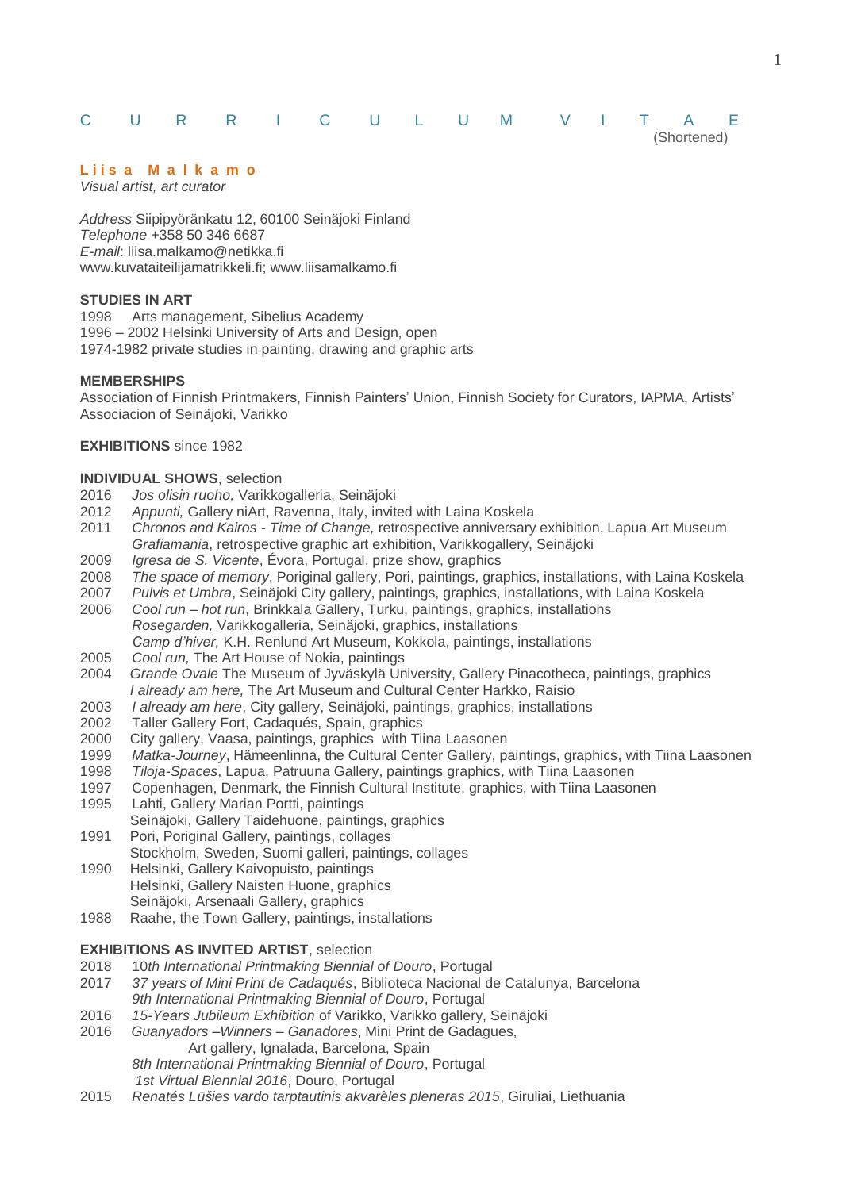# C U R R I C U L U M V I T A E
(Shortened)

**Liisa Malkamo**
*Visual artist, art curator*

*Address* Siipipyöränkatu 12, 60100 Seinäjoki Finland
*Telephone* +358 50 346 6687
*E-mail*: liisa.malkamo@netikka.fi
www.kuvataiteilijamatrikkeli.fi; www.liisamalkamo.fi

## STUDIES IN ART

1998 Arts management, Sibelius Academy
1996 – 2002 Helsinki University of Arts and Design, open
1974-1982 private studies in painting, drawing and graphic arts

## MEMBERSHIPS

Association of Finnish Printmakers, Finnish Painters' Union, Finnish Society for Curators, IAPMA, Artists' Associacion of Seinäjoki, Varikko

## EXHIBITIONS since 1982

### INDIVIDUAL SHOWS, selection

2016 *Jos olisin ruoho,* Varikkogalleria, Seinäjoki
2012 *Appunti,* Gallery niArt, Ravenna, Italy, invited with Laina Koskela
2011 *Chronos and Kairos - Time of Change,* retrospective anniversary exhibition, Lapua Art Museum
*Grafiamania*, retrospective graphic art exhibition, Varikkogallery, Seinäjoki
2009 *Igresa de S. Vicente*, Évora, Portugal, prize show, graphics
2008 *The space of memory*, Poriginal gallery, Pori, paintings, graphics, installations, with Laina Koskela
2007 *Pulvis et Umbra*, Seinäjoki City gallery, paintings, graphics, installations, with Laina Koskela
2006 *Cool run – hot run*, Brinkkala Gallery, Turku, paintings, graphics, installations
*Rosegarden,* Varikkogalleria, Seinäjoki, graphics, installations
*Camp d'hiver,* K.H. Renlund Art Museum, Kokkola, paintings, installations
2005 *Cool run,* The Art House of Nokia, paintings
2004 *Grande Ovale* The Museum of Jyväskylä University, Gallery Pinacotheca, paintings, graphics
*I already am here,* The Art Museum and Cultural Center Harkko, Raisio
2003 *I already am here*, City gallery, Seinäjoki, paintings, graphics, installations
2002 Taller Gallery Fort, Cadaqués, Spain, graphics
2000 City gallery, Vaasa, paintings, graphics with Tiina Laasonen
1999 *Matka-Journey*, Hämeenlinna, the Cultural Center Gallery, paintings, graphics, with Tiina Laasonen
1998 *Tiloja-Spaces*, Lapua, Patruuna Gallery, paintings graphics, with Tiina Laasonen
1997 Copenhagen, Denmark, the Finnish Cultural Institute, graphics, with Tiina Laasonen
1995 Lahti, Gallery Marian Portti, paintings
Seinäjoki, Gallery Taidehuone, paintings, graphics
1991 Pori, Poriginal Gallery, paintings, collages
Stockholm, Sweden, Suomi galleri, paintings, collages
1990 Helsinki, Gallery Kaivopuisto, paintings
Helsinki, Gallery Naisten Huone, graphics
Seinäjoki, Arsenaali Gallery, graphics
1988 Raahe, the Town Gallery, paintings, installations

### EXHIBITIONS AS INVITED ARTIST, selection

2018 *10th International Printmaking Biennial of Douro*, Portugal
2017 *37 years of Mini Print de Cadaqués*, Biblioteca Nacional de Catalunya, Barcelona
*9th International Printmaking Biennial of Douro*, Portugal
2016 *15-Years Jubileum Exhibition* of Varikko, Varikko gallery, Seinäjoki
2016 *Guanyadors –Winners – Ganadores*, Mini Print de Gadagues,
Art gallery, Ignalada, Barcelona, Spain
*8th International Printmaking Biennial of Douro*, Portugal
*1st Virtual Biennial 2016*, Douro, Portugal
2015 *Renatés Lūšies vardo tarptautinis akvarèles pleneras 2015*, Giruliai, Liethuania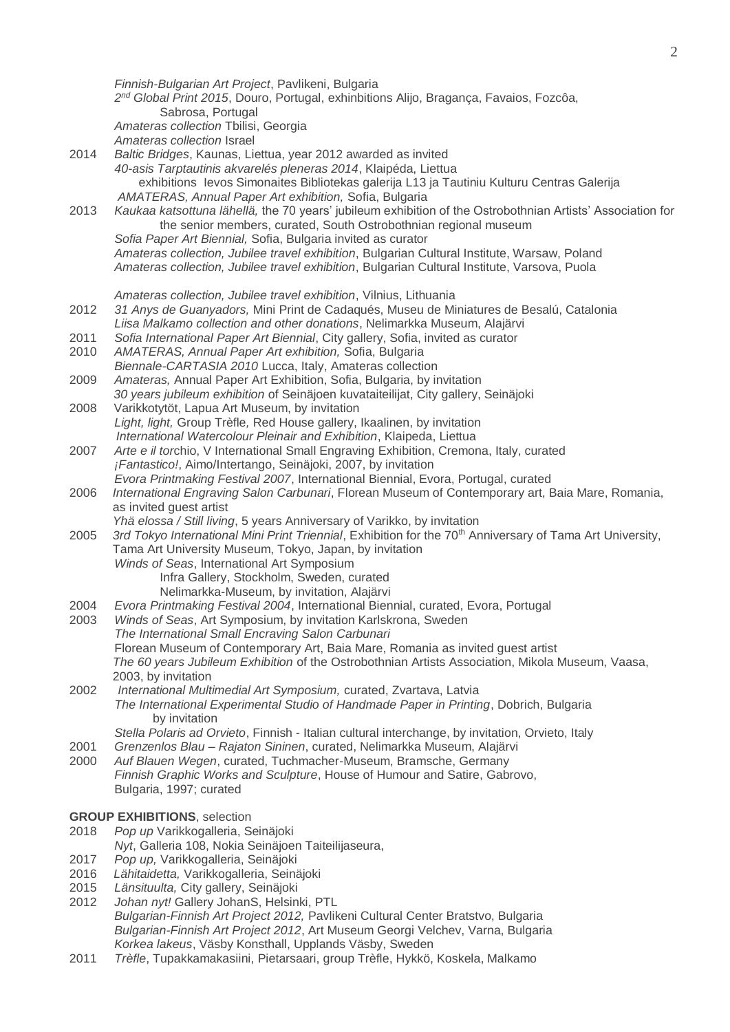*Finnish-Bulgarian Art Project*, Pavlikeni, Bulgaria
*2nd Global Print 2015*, Douro, Portugal, exhinbitions Alijo, Bragança, Favaios, Fozcôa, Sabrosa, Portugal
*Amateras collection* Tbilisi, Georgia
*Amateras collection* Israel

2014 *Baltic Bridges*, Kaunas, Liettua, year 2012 awarded as invited
*40-asis Tarptautinis akvarelés pleneras 2014*, Klaipéda, Liettua
exhibitions Ievos Simonaites Bibliotekas galerija L13 ja Tautiniu Kulturu Centras Galerija
*AMATERAS, Annual Paper Art exhibition,* Sofia, Bulgaria

2013 *Kaukaa katsottuna lähellä,* the 70 years' jubileum exhibition of the Ostrobothnian Artists' Association for the senior members, curated, South Ostrobothnian regional museum
*Sofia Paper Art Biennial,* Sofia, Bulgaria invited as curator
*Amateras collection, Jubilee travel exhibition*, Bulgarian Cultural Institute, Warsaw, Poland
*Amateras collection, Jubilee travel exhibition*, Bulgarian Cultural Institute, Varsova, Puola

*Amateras collection, Jubilee travel exhibition*, Vilnius, Lithuania

2012 *31 Anys de Guanyadors,* Mini Print de Cadaqués, Museu de Miniatures de Besalú, Catalonia
*Liisa Malkamo collection and other donations*, Nelimarkka Museum, Alajärvi

2011 *Sofia International Paper Art Biennial*, City gallery, Sofia, invited as curator

2010 *AMATERAS, Annual Paper Art exhibition,* Sofia, Bulgaria
*Biennale-CARTASIA 2010* Lucca, Italy, Amateras collection

2009 *Amateras,* Annual Paper Art Exhibition, Sofia, Bulgaria, by invitation
*30 years jubileum exhibition* of Seinäjoen kuvataiteilijat, City gallery, Seinäjoki

2008 Varikkotytöt, Lapua Art Museum, by invitation
*Light, light,* Group Trèfle*,* Red House gallery, Ikaalinen, by invitation
*International Watercolour Pleinair and Exhibition*, Klaipeda, Liettua

2007 *Arte e il tor*chio, V International Small Engraving Exhibition, Cremona, Italy, curated
*¡Fantastico!*, Aimo/Intertango, Seinäjoki, 2007, by invitation
*Evora Printmaking Festival 2007*, International Biennial, Evora, Portugal, curated

2006 *International Engraving Salon Carbunari*, Florean Museum of Contemporary art, Baia Mare, Romania, as invited guest artist
*Yhä elossa / Still living*, 5 years Anniversary of Varikko, by invitation

2005 *3rd Tokyo International Mini Print Triennial*, Exhibition for the 70th Anniversary of Tama Art University, Tama Art University Museum, Tokyo, Japan, by invitation
*Winds of Seas*, International Art Symposium
Infra Gallery, Stockholm, Sweden, curated
Nelimarkka-Museum, by invitation, Alajärvi

2004 *Evora Printmaking Festival 2004*, International Biennial, curated, Evora, Portugal

2003 *Winds of Seas*, Art Symposium, by invitation Karlskrona, Sweden
*The International Small Encraving Salon Carbunari*
Florean Museum of Contemporary Art, Baia Mare, Romania as invited guest artist
*The 60 years Jubileum Exhibition* of the Ostrobothnian Artists Association, Mikola Museum, Vaasa, 2003, by invitation

2002 *International Multimedial Art Symposium,* curated, Zvartava, Latvia
*The International Experimental Studio of Handmade Paper in Printing*, Dobrich, Bulgaria by invitation
*Stella Polaris ad Orvieto*, Finnish - Italian cultural interchange, by invitation, Orvieto, Italy

2001 *Grenzenlos Blau – Rajaton Sininen*, curated, Nelimarkka Museum, Alajärvi

2000 *Auf Blauen Wegen*, curated, Tuchmacher-Museum, Bramsche, Germany
*Finnish Graphic Works and Sculpture*, House of Humour and Satire, Gabrovo, Bulgaria, 1997; curated

**GROUP EXHIBITIONS**, selection

2018 *Pop up* Varikkogalleria, Seinäjoki
*Nyt*, Galleria 108, Nokia Seinäjoen Taiteilijaseura,

2017 *Pop up,* Varikkogalleria, Seinäjoki

2016 *Lähitaidetta,* Varikkogalleria, Seinäjoki

2015 *Länsituulta,* City gallery, Seinäjoki

2012 *Johan nyt!* Gallery JohanS, Helsinki, PTL
*Bulgarian-Finnish Art Project 2012,* Pavlikeni Cultural Center Bratstvo, Bulgaria
*Bulgarian-Finnish Art Project 2012*, Art Museum Georgi Velchev, Varna, Bulgaria
*Korkea lakeus*, Väsby Konsthall, Upplands Väsby, Sweden

2011 *Trèfle*, Tupakkamakasiini, Pietarsaari, group Trèfle, Hykkö, Koskela, Malkamo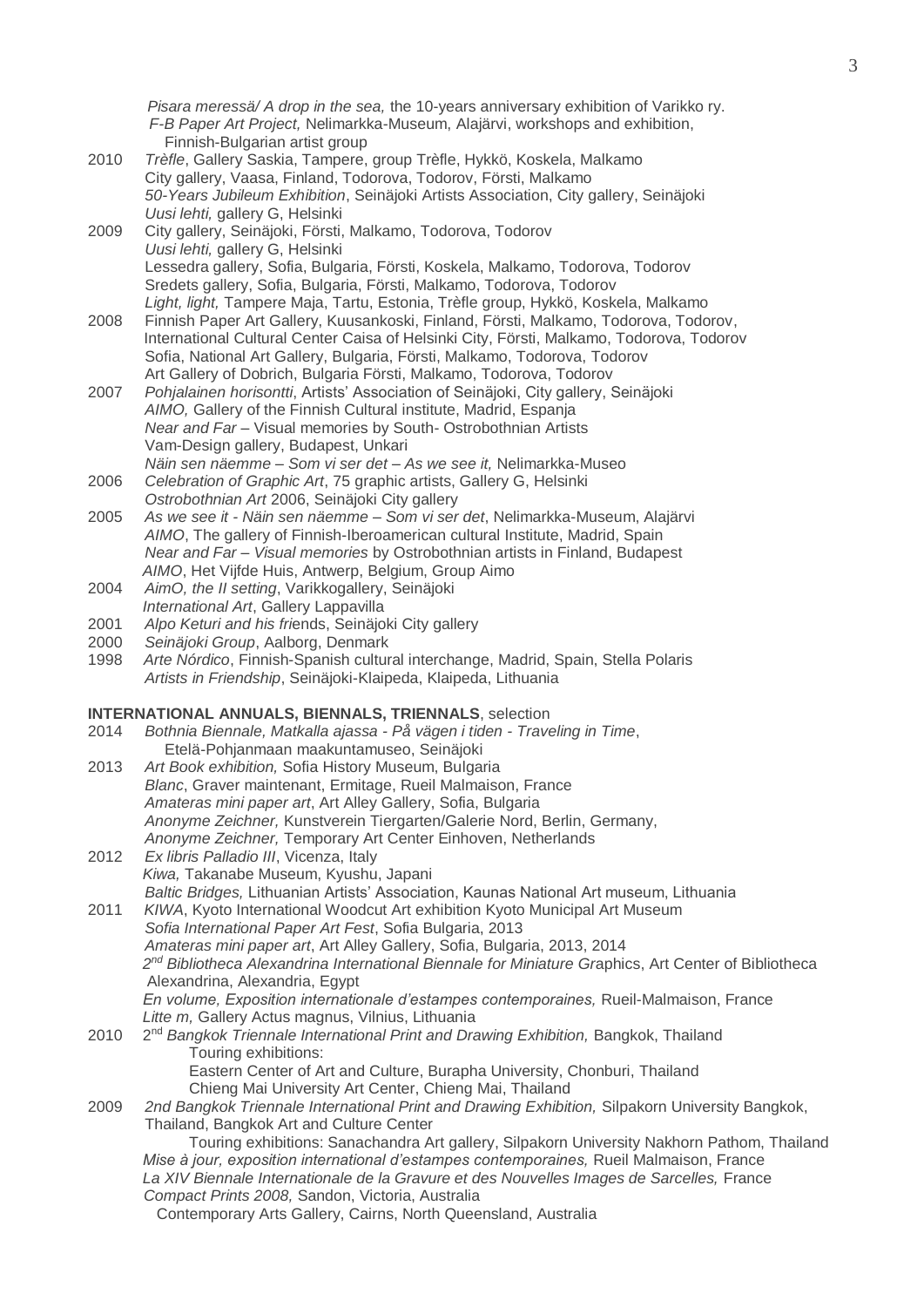*Pisara meressä/ A drop in the sea,* the 10-years anniversary exhibition of Varikko ry.
*F-B Paper Art Project,* Nelimarkka-Museum, Alajärvi, workshops and exhibition, Finnish-Bulgarian artist group

2010 *Trèfle*, Gallery Saskia, Tampere, group Trèfle, Hykkö, Koskela, Malkamo
City gallery, Vaasa, Finland, Todorova, Todorov, Försti, Malkamo
*50-Years Jubileum Exhibition*, Seinäjoki Artists Association, City gallery, Seinäjoki
*Uusi lehti,* gallery G, Helsinki

2009 City gallery, Seinäjoki, Försti, Malkamo, Todorova, Todorov
*Uusi lehti,* gallery G, Helsinki
Lessedra gallery, Sofia, Bulgaria, Försti, Koskela, Malkamo, Todorova, Todorov
Sredets gallery, Sofia, Bulgaria, Försti, Malkamo, Todorova, Todorov
*Light, light,* Tampere Maja, Tartu, Estonia, Trèfle group, Hykkö, Koskela, Malkamo

2008 Finnish Paper Art Gallery, Kuusankoski, Finland, Försti, Malkamo, Todorova, Todorov,
International Cultural Center Caisa of Helsinki City, Försti, Malkamo, Todorova, Todorov
Sofia, National Art Gallery, Bulgaria, Försti, Malkamo, Todorova, Todorov
Art Gallery of Dobrich, Bulgaria Försti, Malkamo, Todorova, Todorov

2007 *Pohjalainen horisontti*, Artists' Association of Seinäjoki, City gallery, Seinäjoki
*AIMO,* Gallery of the Finnish Cultural institute, Madrid, Espanja
*Near and Far* – Visual memories by South- Ostrobothnian Artists
Vam-Design gallery, Budapest, Unkari
*Näin sen näemme – Som vi ser det – As we see it,* Nelimarkka-Museo

2006 *Celebration of Graphic Art*, 75 graphic artists, Gallery G, Helsinki
*Ostrobothnian Art* 2006, Seinäjoki City gallery

2005 *As we see it - Näin sen näemme – Som vi ser det*, Nelimarkka-Museum, Alajärvi
*AIMO*, The gallery of Finnish-Iberoamerican cultural Institute, Madrid, Spain
*Near and Far – Visual memories* by Ostrobothnian artists in Finland, Budapest
*AIMO*, Het Vijfde Huis, Antwerp, Belgium, Group Aimo

2004 *AimO, the II setting*, Varikkogallery, Seinäjoki
*International Art*, Gallery Lappavilla

2001 *Alpo Keturi and his fri*ends, Seinäjoki City gallery

2000 *Seinäjoki Group*, Aalborg, Denmark

1998 *Arte Nórdico*, Finnish-Spanish cultural interchange, Madrid, Spain, Stella Polaris
*Artists in Friendship*, Seinäjoki-Klaipeda, Klaipeda, Lithuania

**INTERNATIONAL ANNUALS, BIENNALS, TRIENNALS**, selection

2014 *Bothnia Biennale, Matkalla ajassa - På vägen i tiden - Traveling in Time*, Etelä-Pohjanmaan maakuntamuseo, Seinäjoki

2013 *Art Book exhibition,* Sofia History Museum, Bulgaria
*Blanc*, Graver maintenant, Ermitage, Rueil Malmaison, France
*Amateras mini paper art*, Art Alley Gallery, Sofia, Bulgaria
*Anonyme Zeichner,* Kunstverein Tiergarten/Galerie Nord, Berlin, Germany,
*Anonyme Zeichner,* Temporary Art Center Einhoven, Netherlands

2012 *Ex libris Palladio III*, Vicenza, Italy
*Kiwa,* Takanabe Museum, Kyushu, Japani
*Baltic Bridges,* Lithuanian Artists' Association, Kaunas National Art museum, Lithuania

2011 *KIWA*, Kyoto International Woodcut Art exhibition Kyoto Municipal Art Museum
*Sofia International Paper Art Fest*, Sofia Bulgaria, 2013
*Amateras mini paper art*, Art Alley Gallery, Sofia, Bulgaria, 2013, 2014
*2nd Bibliotheca Alexandrina International Biennale for Miniature Gr*aphics, Art Center of Bibliotheca Alexandrina, Alexandria, Egypt
*En volume, Exposition internationale d'estampes contemporaines,* Rueil-Malmaison, France
*Litte m,* Gallery Actus magnus, Vilnius, Lithuania

2010 2nd *Bangkok Triennale International Print and Drawing Exhibition,* Bangkok, Thailand
Touring exhibitions:
Eastern Center of Art and Culture, Burapha University, Chonburi, Thailand
Chieng Mai University Art Center, Chieng Mai, Thailand

2009 *2nd Bangkok Triennale International Print and Drawing Exhibition,* Silpakorn University Bangkok, Thailand, Bangkok Art and Culture Center
Touring exhibitions: Sanachandra Art gallery, Silpakorn University Nakhorn Pathom, Thailand
*Mise à jour, exposition international d'estampes contemporaines,* Rueil Malmaison, France
*La XIV Biennale Internationale de la Gravure et des Nouvelles Images de Sarcelles,* France
*Compact Prints 2008,* Sandon, Victoria, Australia
Contemporary Arts Gallery, Cairns, North Queensland, Australia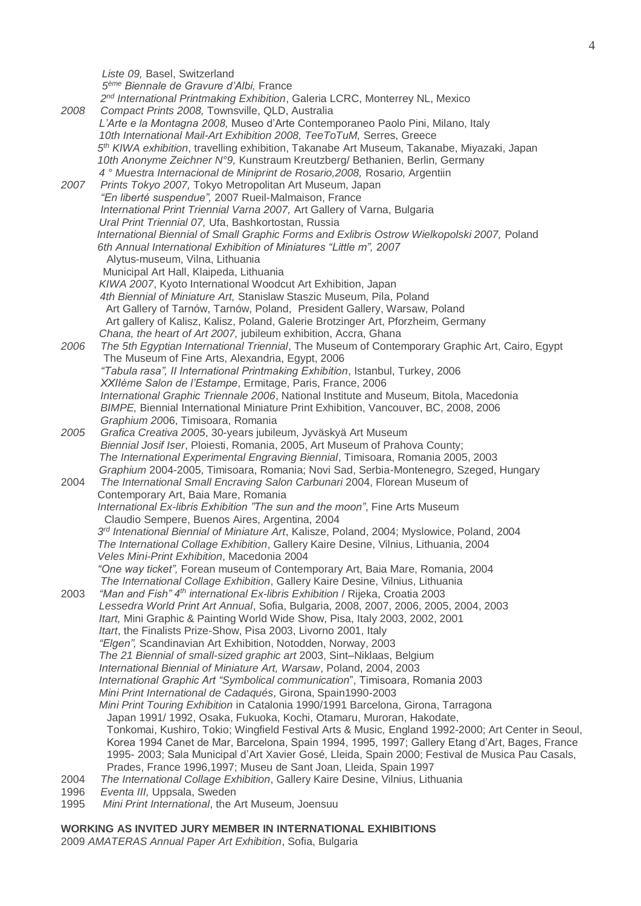*Liste 09,* Basel, Switzerland
*5ème Biennale de Gravure d'Albi,* France
*2nd International Printmaking Exhibition*, Galeria LCRC, Monterrey NL, Mexico

*2008* *Compact Prints 2008,* Townsville, QLD, Australia
*L'Arte e la Montagna 2008,* Museo d'Arte Contemporaneo Paolo Pini, Milano, Italy
*10th International Mail-Art Exhibition 2008, TeeToTuM,* Serres, Greece
*5th KIWA exhibition*, travelling exhibition, Takanabe Art Museum, Takanabe, Miyazaki, Japan
*10th Anonyme Zeichner N°9,* Kunstraum Kreutzberg/ Bethanien, Berlin, Germany
*4 ° Muestra Internacional de Miniprint de Rosario,2008,* Rosario*,* Argentiin

*2007* *Prints Tokyo 2007,* Tokyo Metropolitan Art Museum, Japan
*"En liberté suspendue",* 2007 Rueil-Malmaison, France
*International Print Triennial Varna 2007,* Art Gallery of Varna, Bulgaria
*Ural Print Triennial 07,* Ufa, Bashkortostan, Russia
*International Biennial of Small Graphic Forms and Exlibris Ostrow Wielkopolski 2007,* Poland
*6th Annual International Exhibition of Miniatures "Little m", 2007*
Alytus-museum, Vilna, Lithuania
Municipal Art Hall, Klaipeda, Lithuania
*KIWA 2007*, Kyoto International Woodcut Art Exhibition, Japan
*4th Biennial of Miniature Art,* Stanislaw Staszic Museum, Pila, Poland
Art Gallery of Tarnów, Tarnów, Poland, President Gallery, Warsaw, Poland
Art gallery of Kalisz, Kalisz, Poland, Galerie Brotzinger Art, Pforzheim, Germany
*Chana, the heart of Art 2007,* jubileum exhibition, Accra, Ghana

*2006* *The 5th Egyptian International Triennial*, The Museum of Contemporary Graphic Art, Cairo, Egypt
The Museum of Fine Arts, Alexandria, Egypt, 2006
*"Tabula rasa", II International Printmaking Exhibition*, Istanbul, Turkey, 2006
*XXIIème Salon de l'Estampe*, Ermitage, Paris, France, 2006
*International Graphic Triennale 2006*, National Institute and Museum, Bitola, Macedonia
*BIMPE,* Biennial International Miniature Print Exhibition, Vancouver, BC, 2008, 2006
*Graphium 20*06, Timisoara, Romania

*2005* *Grafica Creativa 2005*, 30-years jubileum, Jyväskyä Art Museum
*Biennial Josif Iser*, Ploiesti, Romania, 2005, Art Museum of Prahova County;
*The International Experimental Engraving Biennial*, Timisoara, Romania 2005, 2003
*Graphium* 2004-2005, Timisoara, Romania; Novi Sad, Serbia-Montenegro, Szeged, Hungary

2004 *The International Small Encraving Salon Carbunari* 2004, Florean Museum of Contemporary Art, Baia Mare, Romania
*International Ex-libris Exhibition "The sun and the moon"*, Fine Arts Museum Claudio Sempere, Buenos Aires, Argentina, 2004
*3rd Intenational Biennial of Miniature Art*, Kalisze, Poland, 2004; Myslowice, Poland, 2004
*The International Collage Exhibition*, Gallery Kaire Desine, Vilnius, Lithuania, 2004
*Veles Mini-Print Exhibition*, Macedonia 2004
*"One way ticket",* Forean museum of Contemporary Art, Baia Mare, Romania, 2004
*The International Collage Exhibition*, Gallery Kaire Desine, Vilnius, Lithuania

2003 *"Man and Fish" 4th international Ex-libris Exhibition* / Rijeka, Croatia 2003
*Lessedra World Print Art Annual*, Sofia, Bulgaria, 2008, 2007, 2006, 2005, 2004, 2003
*Itart,* Mini Graphic & Painting World Wide Show, Pisa, Italy 2003, 2002, 2001
*Itart*, the Finalists Prize-Show, Pisa 2003, Livorno 2001, Italy
*"Elgen",* Scandinavian Art Exhibition, Notodden, Norway, 2003
*The 21 Biennial of small-sized graphic art* 2003, Sint–Niklaas, Belgium
*International Biennial of Miniature Art, Warsaw*, Poland, 2004, 2003
*International Graphic Art "Symbolical communication*", Timisoara, Romania 2003
*Mini Print International de Cadaqués*, Girona, Spain1990-2003
*Mini Print Touring Exhibition* in Catalonia 1990/1991 Barcelona, Girona, Tarragona
Japan 1991/ 1992, Osaka, Fukuoka, Kochi, Otamaru, Muroran, Hakodate, Tonkomai, Kushiro, Tokio; Wingfield Festival Arts & Music*,* England 1992-2000; Art Center in Seoul, Korea 1994 Canet de Mar, Barcelona, Spain 1994, 1995, 1997; Gallery Etang d'Art, Bages, France 1995- 2003; Sala Municipal d'Art Xavier Gosé, Lleida, Spain 2000; Festival de Musica Pau Casals, Prades, France 1996,1997; Museu de Sant Joan, Lleida, Spain 1997

2004 *The International Collage Exhibition*, Gallery Kaire Desine, Vilnius, Lithuania

1996 *Eventa III,* Uppsala, Sweden

1995 *Mini Print International*, the Art Museum, Joensuu

**WORKING AS INVITED JURY MEMBER IN INTERNATIONAL EXHIBITIONS**

2009 *AMATERAS Annual Paper Art Exhibition*, Sofia, Bulgaria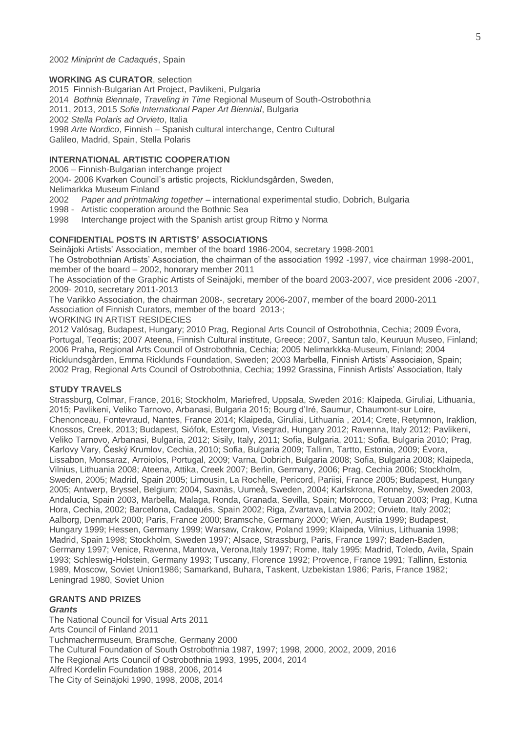2002 *Miniprint de Cadaqués*, Spain

**WORKING AS CURATOR**, selection

2015 Finnish-Bulgarian Art Project, Pavlikeni, Pulgaria
2014 *Bothnia Biennale*, *Traveling in Time* Regional Museum of South-Ostrobothnia
2011, 2013, 2015 *Sofia International Paper Art Biennial*, Bulgaria
2002 *Stella Polaris ad Orvieto*, Italia
1998 *Arte Nordico*, Finnish – Spanish cultural interchange, Centro Cultural Galileo, Madrid, Spain, Stella Polaris

**INTERNATIONAL ARTISTIC COOPERATION**

2006 – Finnish-Bulgarian interchange project
2004- 2006 Kvarken Council's artistic projects, Ricklundsgården, Sweden, Nelimarkka Museum Finland
2002 *Paper and printmaking together* – international experimental studio, Dobrich, Bulgaria
1998 - Artistic cooperation around the Bothnic Sea
1998 Interchange project with the Spanish artist group Ritmo y Norma

**CONFIDENTIAL POSTS IN ARTISTS' ASSOCIATIONS**

Seinäjoki Artists' Association, member of the board 1986-2004, secretary 1998-2001
The Ostrobothnian Artists' Association, the chairman of the association 1992 -1997, vice chairman 1998-2001, member of the board – 2002, honorary member 2011
The Association of the Graphic Artists of Seinäjoki, member of the board 2003-2007, vice president 2006 -2007, 2009- 2010, secretary 2011-2013
The Varikko Association, the chairman 2008-, secretary 2006-2007, member of the board 2000-2011
Association of Finnish Curators, member of the board 2013-;
WORKING IN ARTIST RESIDECIES
2012 Valósag, Budapest, Hungary; 2010 Prag, Regional Arts Council of Ostrobothnia, Cechia; 2009 Évora, Portugal, Teoartis; 2007 Ateena, Finnish Cultural institute, Greece; 2007, Santun talo, Keuruun Museo, Finland; 2006 Praha, Regional Arts Council of Ostrobothnia, Cechia; 2005 Nelimarkkka-Museum, Finland; 2004 Ricklundsgården, Emma Ricklunds Foundation, Sweden; 2003 Marbella, Finnish Artists' Associaion, Spain; 2002 Prag, Regional Arts Council of Ostrobothnia, Cechia; 1992 Grassina, Finnish Artists' Association, Italy

**STUDY TRAVELS**

Strassburg, Colmar, France, 2016; Stockholm, Mariefred, Uppsala, Sweden 2016; Klaipeda, Giruliai, Lithuania, 2015; Pavlikeni, Veliko Tarnovo, Arbanasi, Bulgaria 2015; Bourg d'Iré, Saumur, Chaumont-sur Loire, Chenonceau, Fontevraud, Nantes, France 2014; Klaipeda, Giruliai, Lithuania , 2014; Crete, Retymnon, Iraklion, Knossos, Creek, 2013; Budapest, Siófok, Estergom, Visegrad, Hungary 2012; Ravenna, Italy 2012; Pavlikeni, Veliko Tarnovo, Arbanasi, Bulgaria, 2012; Sisily, Italy, 2011; Sofia, Bulgaria, 2011; Sofia, Bulgaria 2010; Prag, Karlovy Vary, Český Krumlov, Cechia, 2010; Sofia, Bulgaria 2009; Tallinn, Tartto, Estonia, 2009; Évora, Lissabon, Monsaraz, Arroiolos, Portugal, 2009; Varna, Dobrich, Bulgaria 2008; Sofia, Bulgaria 2008; Klaipeda, Vilnius, Lithuania 2008; Ateena, Attika, Creek 2007; Berlin, Germany, 2006; Prag, Cechia 2006; Stockholm, Sweden, 2005; Madrid, Spain 2005; Limousin, La Rochelle, Pericord, Pariisi, France 2005; Budapest, Hungary 2005; Antwerp, Bryssel, Belgium; 2004, Saxnäs, Uumeå, Sweden, 2004; Karlskrona, Ronneby, Sweden 2003, Andalucia, Spain 2003, Marbella, Malaga, Ronda, Granada, Sevilla, Spain; Morocco, Tetuan 2003; Prag, Kutna Hora, Cechia, 2002; Barcelona, Cadaqués, Spain 2002; Riga, Zvartava, Latvia 2002; Orvieto, Italy 2002; Aalborg, Denmark 2000; Paris, France 2000; Bramsche, Germany 2000; Wien, Austria 1999; Budapest, Hungary 1999; Hessen, Germany 1999; Warsaw, Crakow, Poland 1999; Klaipeda, Vilnius, Lithuania 1998; Madrid, Spain 1998; Stockholm, Sweden 1997; Alsace, Strassburg, Paris, France 1997; Baden-Baden, Germany 1997; Venice, Ravenna, Mantova, Verona,Italy 1997; Rome, Italy 1995; Madrid, Toledo, Avila, Spain 1993; Schleswig-Holstein, Germany 1993; Tuscany, Florence 1992; Provence, France 1991; Tallinn, Estonia 1989, Moscow, Soviet Union1986; Samarkand, Buhara, Taskent, Uzbekistan 1986; Paris, France 1982; Leningrad 1980, Soviet Union

**GRANTS AND PRIZES**

***Grants***

The National Council for Visual Arts 2011
Arts Council of Finland 2011
Tuchmachermuseum, Bramsche, Germany 2000
The Cultural Foundation of South Ostrobothnia 1987, 1997; 1998, 2000, 2002, 2009, 2016
The Regional Arts Council of Ostrobothnia 1993, 1995, 2004, 2014
Alfred Kordelin Foundation 1988, 2006, 2014
The City of Seinäjoki 1990, 1998, 2008, 2014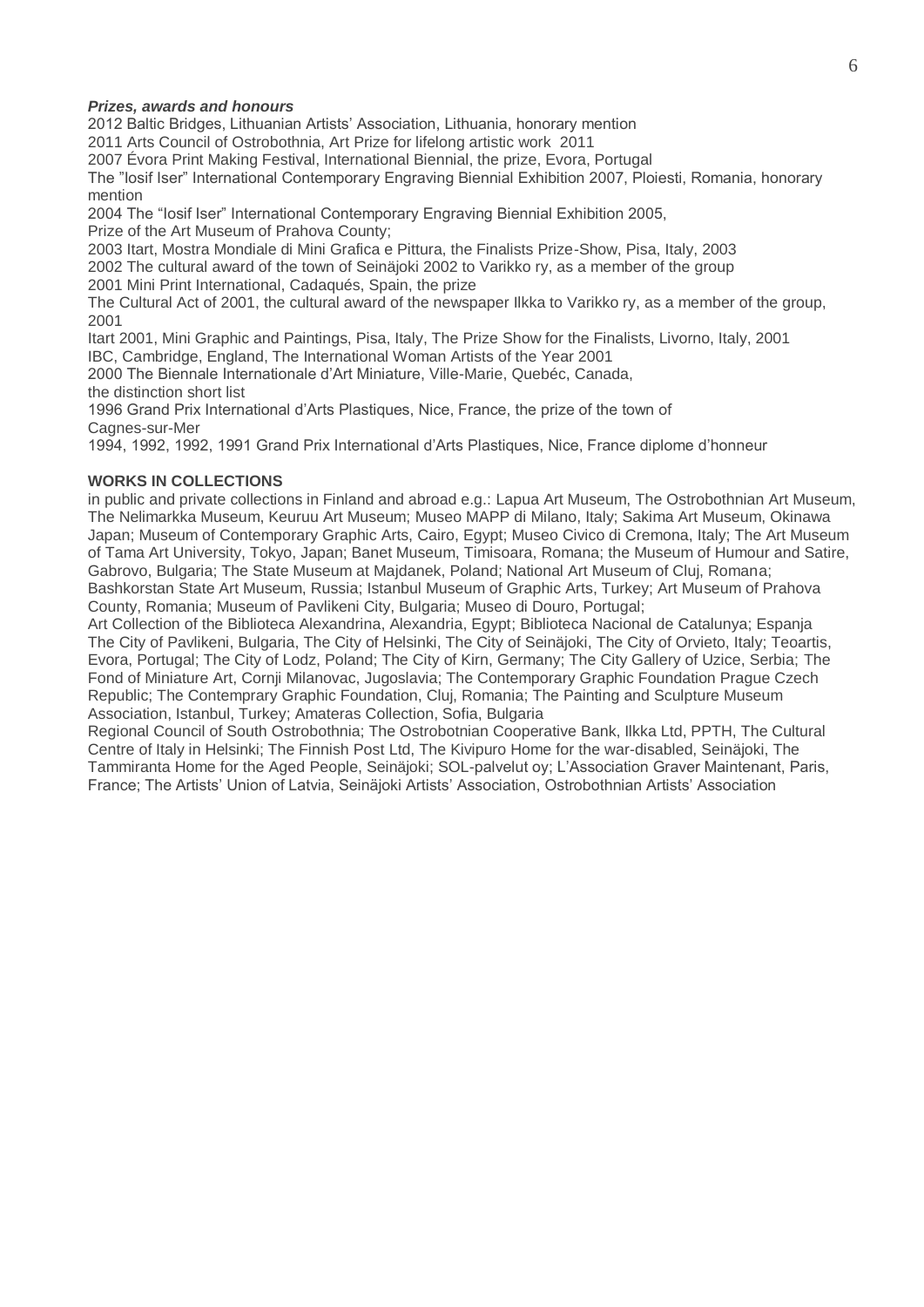***Prizes, awards and honours***

2012 Baltic Bridges, Lithuanian Artists' Association, Lithuania, honorary mention
2011 Arts Council of Ostrobothnia, Art Prize for lifelong artistic work 2011
2007 Évora Print Making Festival, International Biennial, the prize, Evora, Portugal
The "Iosif Iser" International Contemporary Engraving Biennial Exhibition 2007, Ploiesti, Romania, honorary mention
2004 The "Iosif Iser" International Contemporary Engraving Biennial Exhibition 2005,
Prize of the Art Museum of Prahova County;
2003 Itart, Mostra Mondiale di Mini Grafica e Pittura, the Finalists Prize-Show, Pisa, Italy, 2003
2002 The cultural award of the town of Seinäjoki 2002 to Varikko ry, as a member of the group
2001 Mini Print International, Cadaqués, Spain, the prize
The Cultural Act of 2001, the cultural award of the newspaper Ilkka to Varikko ry, as a member of the group, 2001
Itart 2001, Mini Graphic and Paintings, Pisa, Italy, The Prize Show for the Finalists, Livorno, Italy, 2001
IBC, Cambridge, England, The International Woman Artists of the Year 2001
2000 The Biennale Internationale d'Art Miniature, Ville-Marie, Quebéc, Canada,
the distinction short list
1996 Grand Prix International d'Arts Plastiques, Nice, France, the prize of the town of
Cagnes-sur-Mer
1994, 1992, 1992, 1991 Grand Prix International d'Arts Plastiques, Nice, France diplome d'honneur

**WORKS IN COLLECTIONS**

in public and private collections in Finland and abroad e.g.: Lapua Art Museum, The Ostrobothnian Art Museum, The Nelimarkka Museum, Keuruu Art Museum; Museo MAPP di Milano, Italy; Sakima Art Museum, Okinawa Japan; Museum of Contemporary Graphic Arts, Cairo, Egypt; Museo Civico di Cremona, Italy; The Art Museum of Tama Art University, Tokyo, Japan; Banet Museum, Timisoara, Romana; the Museum of Humour and Satire, Gabrovo, Bulgaria; The State Museum at Majdanek, Poland; National Art Museum of Cluj, Romana; Bashkorstan State Art Museum, Russia; Istanbul Museum of Graphic Arts, Turkey; Art Museum of Prahova County, Romania; Museum of Pavlikeni City, Bulgaria; Museo di Douro, Portugal;
Art Collection of the Biblioteca Alexandrina, Alexandria, Egypt; Biblioteca Nacional de Catalunya; Espanja The City of Pavlikeni, Bulgaria, The City of Helsinki, The City of Seinäjoki, The City of Orvieto, Italy; Teoartis, Evora, Portugal; The City of Lodz, Poland; The City of Kirn, Germany; The City Gallery of Uzice, Serbia; The Fond of Miniature Art, Cornji Milanovac, Jugoslavia; The Contemporary Graphic Foundation Prague Czech Republic; The Contemprary Graphic Foundation, Cluj, Romania; The Painting and Sculpture Museum Association, Istanbul, Turkey; Amateras Collection, Sofia, Bulgaria
Regional Council of South Ostrobothnia; The Ostrobotnian Cooperative Bank, Ilkka Ltd, PPTH, The Cultural Centre of Italy in Helsinki; The Finnish Post Ltd, The Kivipuro Home for the war-disabled, Seinäjoki, The Tammiranta Home for the Aged People, Seinäjoki; SOL-palvelut oy; L'Association Graver Maintenant, Paris, France; The Artists' Union of Latvia, Seinäjoki Artists' Association, Ostrobothnian Artists' Association